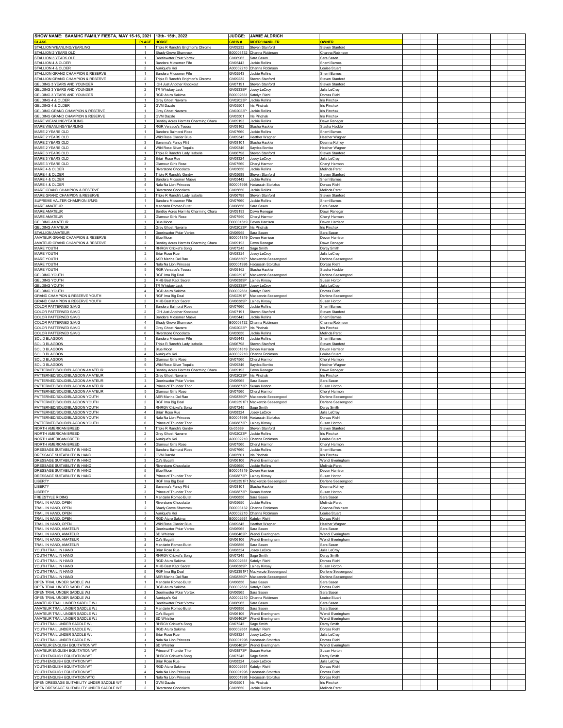| SHOW NAME: SAAMHC FAMILY FIESTA, MAY 15-16, 2021 | 13th- 15th, 2022 | | JUDGE: | JAMIE ALDRICH | |
|---|---|---|---|---|---|
| CLASS | PLACE | HORSE | GVHS # | RIDER/ HANDLER | OWNER |
| STALLION WEANLING/YEARLING | 1 | Triple R Ranch's Brighton's Chrome | GV09232 | Steven Stanford | Steven Stanford |
| STALLION 2 YEARS OLD | 1 | Shady Grove Shamrock | B00003132 | Channa Robinson | Channa Robinson |
| STALLION 3 YEARS OLD | 1 | Deerinwater Polar Vortex | GV06965 | Sara Sasen | Sara Sasen |
| STALLION 4 & OLDER | 1 | Bandera Midsomer Fife | GV05443 | Jackie Rollins | Sherri Barnes |
| STALLION 4 & OLDER | 2 | Aunique's Koi | A00002210 | Channa Robinson | Louise Stuart |
| STALLION GRAND CHAMPION & RESERVE | 1 | Bandera Midsomer Fife | GV05543 | Jackie Rollins | Sherri Barnes |
| STALLION GRAND CHAMPION & RESERVE | 2 | Triple R Ranch's Brighton's Chrome | GV09232 | Steven Stanford | Steven Stanford |
| GELDING 3 YEARS AND YOUNGER | 1 | IGH Just Another Knockout | GV07191 | Steven Stanford | Steven Stanford |
| GELDING 3 YEARS AND YOUNGER | 2 | TR Whiskey Jack | GV09338P | Josey LeCroy | Julia LeCroy |
| GELDING 3 YEARS AND YOUNGER | 3 | RGD Aturo Sakima | B00002661 | Katelyn Riehl | Dorcas Riehl |
| GELDING 4 & OLDER | 1 | Grey Ghost Navarre | GV02023P | Jackie Rollins | Iris Pinchak |
| GELDING 4 & OLDER | 2 | GVM Dazzle | GV05501 | Iris Pinchak | Iris Pinchak |
| GELDING GRAND CHAMPION & RESERVE | 1 | Grey Ghost Navarre | GV02023P | Jackie Rollins | Iris Pinchak |
| GELDING GRAND CHAMPION & RESERVE | 2 | GVM Dazzle | GV05501 | Iris Pinchak | Iris Pinchak |
| MARE WEANLING/YEARLING | 1 | Bentley Acres Hermits Charming Chara | GV09193 | Jackie Rollins | Dawn Renegar |
| MARE WEANLING/YEARLING | 2 | RGR Versace's Tesora | GV09162 | Stasha Hackler | Stasha Hackler |
| MARE 2 YEARS OLD | 1 | Bandera Balmoral Rose | GV07660 | Jackie Rollins | Sherri Barnes |
| MARE 2 YEARS OLD | 2 | Wild Rose Glacier Blue | GV09345 | Heather Wagner | Heather Wagner |
| MARE 2 YEARS OLD | 3 | Savanna's Fancy Flirt | GV08101 | Stasha Hackler | Deanna Kohley |
| MARE 2 YEARS OLD | 4 | Wild Rose Silver Tequila | GV09346 | Saydea Bontke | Heather Wagner |
| MARE 3 YEARS OLD | 1 | Triple R Ranch's Lady Izabella | GV06798 | Steven Stanford | Steven Stanford |
| MARE 3 YEARS OLD | 2 | Briair Rose Rue | GV08324 | Josey LeCroy | Julia LeCroy |
| MARE 3 YEARS OLD | 3 | Glamour Girls Rose | GV07560 | Cheryl Harmon | Cheryl Harmon |
| MARE 4 & OLDER | 1 | Riverstone Chocolatte | GV05650 | Jackie Rollins | Melinda Paret |
| MARE 4 & OLDER | 2 | Triple R Ranch's Gentry | GV05689 | Steven Stanford | Steven Stanford |
| MARE 4 & OLDER | 3 | Bandera Midsomer Maeve | GV05442 | Jackie Rollins | Sherri Barnes |
| MARE 4 & OLDER | 4 | Nala Na Lion Princess | B00001998 | Hadassah Stoltzfus | Dorcas Riehl |
| MARE GRAND CHAMPION & RESERVE | 1 | Riverstone Chocolatte | GV05650 | Jackie Rollins | Melinda Paret |
| MARE GRAND CHAMPION & RESERVE | 2 | Triple R Ranch's Lady Izabella | GV06798 | Steven Stanford | Steven Stanford |
| SUPREME HALTER CHAMPION S/M/G | 1 | Bandera Midsomer Fife | GV07660 | Jackie Rollins | Sherri Barnes |
| MARE AMATEUR | 1 | Mandarin Romeo Butet | GV06856 | Sara Sasen | Sara Sasen |
| MARE AMATEUR | 2 | Bentley Acres Hermits Charming Chara | GV09193 | Dawn Renegar | Dawn Renegar |
| MARE AMATEUR | 3 | Glamour Girls Rose | GV07560 | Cheryl Harmon | Cheryl Harmon |
| GELDING AMATEUR | 1 | Blue Moon | B00001819 | Devon Harrison | Devon Harrison |
| GELDING AMATEUR | 2 | Grey Ghost Navarre | GV02023P | Iris Pinchak | Iris Pinchak |
| STALLION AMATEUR | 1 | Deerinwater Polar Vortex | GV06965 | Sara Sasen | Sara Sasen |
| AMATEUR GRAND CHAMPION & RESERVE | 1 | Blue Moon | B00001819 | Devon Harrison | Devon Harrison |
| AMATEUR GRAND CHAMPION & RESERVE | 2 | Bentley Acres Hermits Charming Chara | GV09193 | Dawn Renegar | Dawn Renegar |
| MARE YOUTH | 1 | RHRGV Cricket's Song | GV07245 | Sage Smith | Darcy Smith |
| MARE YOUTH | 2 | Briar Rose Rue | GV08324 | Josey LeCroy | Julia LeCroy |
| MARE YOUTH | 3 | ASR Marina Del Rae | GV08350P | Mackenzie Seesengood | Darlene Seesengood |
| MARE YOUTH | 4 | Nala Na Lion Princess | B00001998 | Hadassah Stoltzfus | Dorcas Riehl |
| MARE YOUTH | 5 | RGR Versace's Tesora | GV09162 | Stasha Hackler | Stasha Hackler |
| GELDING YOUTH | 1 | RGF Ima Big Deal | GV02391F | Mackenzie Seesengood | Darlene Seesengood |
| GELDING YOUTH | 2 | MHB Best Kept Secret | GV06389P | Lainey Kinsey | Susan Horton |
| GELDING YOUTH | 3 | TR Whiskey Jack | GV09338P | Josey LeCroy | Julia LeCroy |
| GELDING YOUTH | 4 | RGD Aturo Sakima | B00002661 | Katelyn Riehl | Dorcas Riehl |
| GRAND CHAMPION & RESERVE YOUTH | 1 | RGF Ima Big Deal | GV02391F | Mackenzie Seesengood | Darlene Seesengood |
| GRAND CHAMPION & RESERVE YOUTH | 2 | MHB Best Kept Secret | GV06389P | Lainey Kinsey | Susan Horton |
| COLOR PATTERNED S/M/G | 1 | Bandera Balmoral Rose | GV07660 | Jackie Rollins | Sherri Barnes |
| COLOR PATTERNED S/M/G | 2 | IGH Just Another Knockout | GV07191 | Steven Stanford | Steven Stanford |
| COLOR PATTERNED S/M/G | 3 | Bandera Midsomer Maeve | GV05442 | Jackie Rollins | Sherri Barnes |
| COLOR PATTERNED S/M/G | 4 | Shady Grove Shamrock | B00003132 | Channa Robinson | Channa Robinson |
| COLOR PATTERNED S/M/G | 5 | Grey Ghost Navarre | GV02023P | Iris Pinchak | Iris Pinchak |
| COLOR PATTERNED S/M/G | 6 | Riverstone Chocolatte | GV05650 | Jackie Rollins | Melinda Paret |
| SOLID BLAGDON | 1 | Bandera Midsomer Fife | GV05443 | Jackie Rollins | Sherri Barnes |
| SOLID BLAGDON | 2 | Triple R Ranch's Lady Izabella | GV06798 | Steven Stanford | Steven Stanford |
| SOLID BLAGDON | 3 | Blue Moon | B00001819 | Devon Harrison | Devon Harrison |
| SOLID BLAGDON | 4 | Aunique's Koi | A00002210 | Channa Robinson | Louise Stuart |
| SOLID BLAGDON | 5 | Glamour Girls Rose | GV07560 | Cheryl Harmon | Cheryl Harmon |
| SOLID BLAGDON | 6 | Wild Rose Silver Tequila | GV09346 | Saydea Bontke | Heather Wagner |
| PATTERNED/SOLID/BLAGDON AMATEUR | 1 | Bentley Acres Hermits Charming Chara | GV09193 | Dawn Renegar | Dawn Renegar |
| PATTERNED/SOLID/BLAGDON AMATEUR | 2 | Grey Ghost Navarre | GV02023P | Iris Pinchak | Iris Pinchak |
| PATTERNED/SOLID/BLAGDON AMATEUR | 3 | Deerinwater Polar Vortex | GV06965 | Sara Sasen | Sara Sasen |
| PATTERNED/SOLID/BLAGDON AMATEUR | 4 | Prince of Thunder Thor | GV08873P | Susan Horton | Susan Horton |
| PATTERNED/SOLID/BLAGDON AMATEUR | 5 | Glamour Girls Rose | GV07560 | Cheryl Harmon | Cheryl Harmon |
| PATTERNED/SOLID/BLAGDON YOUTH | 1 | ASR Marina Del Rae | GV08350P | Mackenzie Seesengood | Darlene Seesengood |
| PATTERNED/SOLID/BLAGDON YOUTH | 2 | RGF Ima Big Deal | GV02391F1 | Mackenzie Seesengood | Darlene Seesengood |
| PATTERNED/SOLID/BLAGDON YOUTH | 3 | RHRGV Cricket's Song | GV07245 | Sage Smith | Darcy Smith |
| PATTERNED/SOLID/BLAGDON YOUTH | 4 | Briar Rose Rue | GV08324 | Josey LeCroy | Julia LeCroy |
| PATTERNED/SOLID/BLAGDON YOUTH | 5 | Nala Na Lion Princess | B00001998 | Hadassah Stoltzfus | Dorcas Riehl |
| PATTERNED/SOLID/BLAGDON YOUTH | 6 | Prince of Thunder Thor | GV08873P | Lainey Kinsey | Susan Horton |
| NORTH AMERICAN BREED | 1 | Triple R Ranch's Gentry | GV05689 | Steven Stanford | Steven Stanford |
| NORTH AMERICAN BREED | 2 | Grey Ghost Navarre | GV02023P | Jackie Rollins | Iris Pinchak |
| NORTH AMERICAN BREED | 3 | Aunique's Koi | A00002210 | Channa Robinson | Louise Stuart |
| NORTH AMERICAN BREED | 4 | Glamour Girls Rose | GV07560 | Cheryl Harmon | Cheryl Harmon |
| DRESSAGE SUITABILITY IN HAND | 1 | Bandera Balmoral Rose | GV07660 | Jackie Rollins | Sherri Barnes |
| DRESSAGE SUITABILITY IN HAND | 2 | GVM Dazzle | GV05501 | Iris Pinchak | Iris Pinchak |
| DRESSAGE SUITABILITY IN HAND | 3 | Oz's Bugatti | GV06106 | Wendi Everingham | Wendi Everingham |
| DRESSAGE SUITABILITY IN HAND | 4 | Riverstone Chocolatte | GV05650 | Jackie Rollins | Melinda Paret |
| DRESSAGE SUITABILITY IN HAND | 5 | Blue Moon | B00001819 | Devon Harrison | Devon Harrison |
| DRESSAGE SUITABILITY IN HAND | 6 | Prince of Thunder Thor | GV08873P | Lainey Kinsey | Susan Horton |
| LIBERTY | 1 | RGF Ima Big Deal | GV02391F1 | Mackenzie Seesengood | Darlene Seesengood |
| LIBERTY | 2 | Savanna's Fancy Flirt | GV08101 | Stasha Hackler | Deanna Kohley |
| LIBERTY | 3 | Prince of Thunder Thor | GV08873P | Susan Horton | Susan Horton |
| FREESTYLE RIDING | 1 | Mandarin Romeo Butet | GV06856 | Sara Sasen | Sara Sasen |
| TRAIL IN HAND, OPEN | 1 | Riverstone Chocolatte | GV05650 | Jackie Rollins | Melinda Paret |
| TRAIL IN HAND, OPEN | 2 | Shady Grove Shamrock | B00003132 | Channa Robinson | Channa Robinson |
| TRAIL IN HAND, OPEN | 3 | Aunique's Koi | A00002210 | Channa Robinson | Louise Stuart |
| TRAIL IN HAND, OPEN | 4 | RGD Aturo Sakima | B00002661 | Katelyn Riehl | Dorcas Riehl |
| TRAIL IN HAND, OPEN | 5 | Wild Rose Glacier Blue | GV09345 | Heather Wagner | Heather Wagner |
| TRAIL IN HAND, AMATEUR | 1 | Deerinwater Polar Vortex | GV06965 | Sara Sasen | Sara Sasen |
| TRAIL IN HAND, AMATEUR | 2 | SD Whistler | GV06462P | Wendi Everingham | Wendi Everingham |
| TRAIL IN HAND, AMATEUR | 3 | Oz's Bugatti | GV06106 | Wendi Everingham | Wendi Everingham |
| TRAIL IN HAND, AMATEUR | 4 | Mandarin Romeo Butet | GV06856 | Sara Sasen | Sara Sasen |
| YOUTH TRAIL IN HAND | 1 | Briar Rose Rue | GV08324 | Josey LeCroy | Julia LeCroy |
| YOUTH TRAIL IN HAND | 2 | RHRGV Cricket's Song | GV07245 | Sage Smith | Darcy Smith |
| YOUTH TRAIL IN HAND | 3 | RGD Aturo Sakima | B00002661 | Katelyn Riehl | Dorcas Riehl |
| YOUTH TRAIL IN HAND | 4 | MHB Best Kept Secret | GV06389P | Lainey Kinsey | Susan Horton |
| YOUTH TRAIL IN HAND | 5 | RGF Ima Big Deal | GV02391F1 | Mackenzie Seesengood | Darlene Seesengood |
| YOUTH TRAIL IN HAND | 6 | ASR Marina Del Rae | GV08350P | Mackenzie Seesengood | Darlene Seesengood |
| OPEN TRIAL UNDER SADDLE WJ | 1 | Mandarin Romeo Butet | GV06856 | Sara Sasen | Sara Sasen |
| OPEN TRIAL UNDER SADDLE WJ | 2 | RGD Aturo Sakima | B00002661 | Katelyn Riehl | Dorcas Riehl |
| OPEN TRIAL UNDER SADDLE WJ | 3 | Deerinwater Polar Vortex | GV06965 | Sara Sasen | Sara Sasen |
| OPEN TRIAL UNDER SADDLE WJ | 4 | Aunique's Koi | A00002210 | Channa Robinson | Louise Stuart |
| AMATEUR TRAIL UNDER SADDLE WJ | 1 | Deerinwater Polar Vortex | GV06965 | Sara Sasen | Sara Sasen |
| AMATEUR TRAIL UNDER SADDLE WJ | 2 | Mandarin Romeo Butet | GV06856 | Sara Sasen | Sara Sasen |
| AMATEUR TRAIL UNDER SADDLE WJ | 3 | Oz's Bugatti | GV06106 | Wendi Everingham | Wendi Everingham |
| AMATEUR TRAIL UNDER SADDLE WJ | 4 | SD Whistler | GV06462P | Wendi Everingham | Wendi Everingham |
| YOUTH TRAIL UNDER SADDLE WJ | 1 | RHRGV Cricket's Song | GV07245 | Sage Smith | Darcy Smith |
| YOUTH TRAIL UNDER SADDLE WJ | 2 | RGD Aturo Sakima | B00002661 | Katelyn Riehl | Dorcas Riehl |
| YOUTH TRAIL UNDER SADDLE WJ | 3 | Briar Rose Rue | GV08324 | Josey LeCroy | Julia LeCroy |
| YOUTH TRAIL UNDER SADDLE WJ | 4 | Nala Na Lion Princess | B00001998 | Hadassah Stoltzfus | Dorcas Riehl |
| AMATEUR ENGLISH EQUITATION WT | 1 | SD Whistler | GV06462P | Wendi Everingham | Wendi Everingham |
| AMATEUR ENGLISH EQUITATION WT | 2 | Prince of Thunder Thor | GV08873P | Susan Horton | Susan Horton |
| YOUTH ENGLISH EQUITATION WT | 1 | RHRGV Cricket's Song | GV07245 | Sage Smith | Darcy Smith |
| YOUTH ENGLISH EQUITATION WT | 2 | Briar Rose Rue | GV08324 | Josey LeCroy | Julia LeCroy |
| YOUTH ENGLISH EQUITATION WT | 3 | RGD Aturo Sakima | B00002661 | Katelyn Riehl | Dorcas Riehl |
| YOUTH ENGLISH EQUITATION WT | 4 | Nala Na Lion Princess | B00001998 | Hadassah Stoltzfus | Dorcas Riehl |
| YOUTH ENGLISH EQUITATION WTC | 1 | Nala Na Lion Princess | B00001998 | Hadassah Stoltzfus | Dorcas Riehl |
| OPEN DRESSAGE SUITABILITY UNDER SADDLE WT | 1 | GVM Dazzle | GV05501 | Iris Pinchak | Iris Pinchak |
| OPEN DRESSAGE SUITABILITY UNDER SADDLE WT | 2 | Riverstone Chocolatte | GV05650 | Jackie Rollins | Melinda Paret |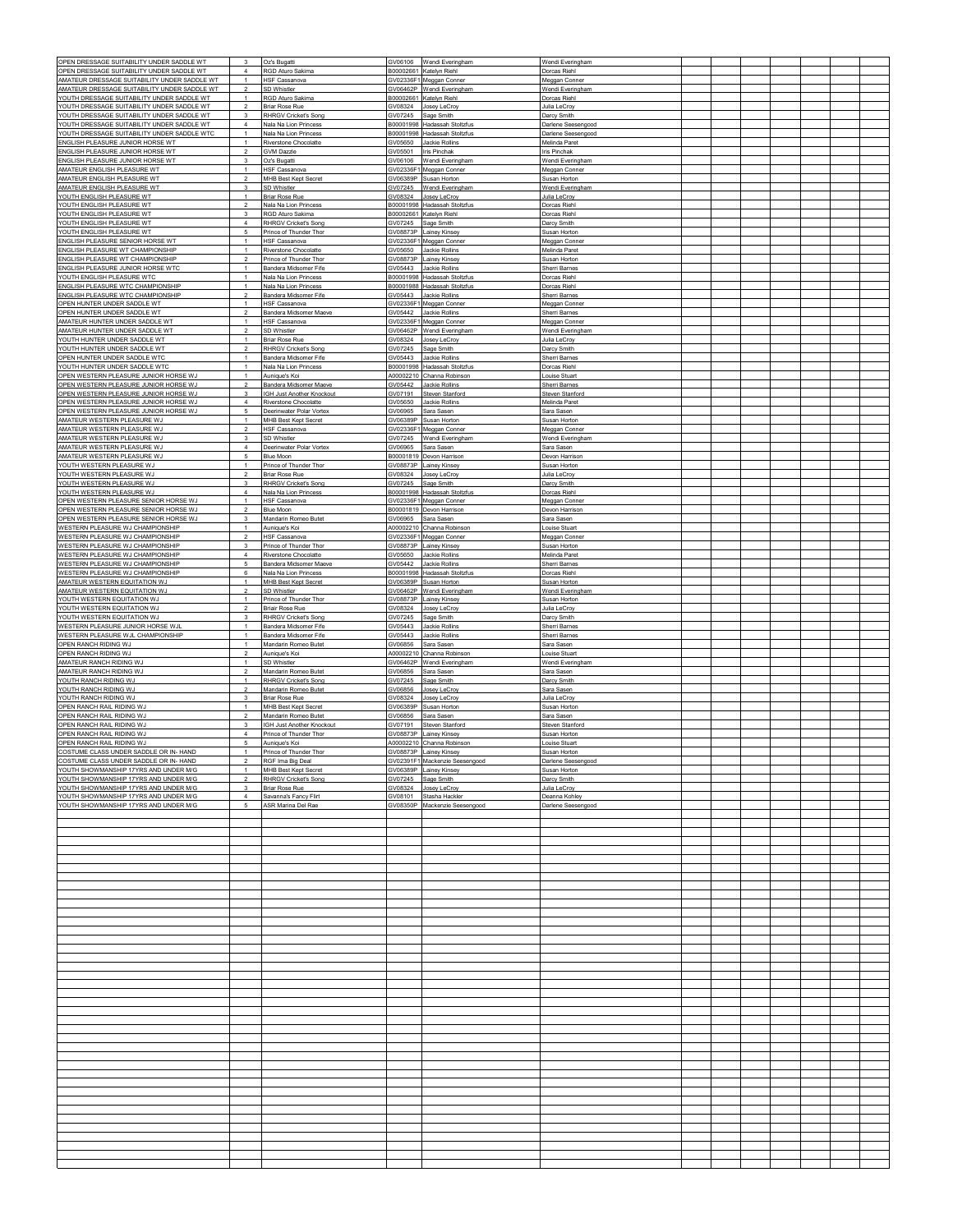| | | | | | | | | | | | |
|---|---|---|---|---|---|---|---|---|---|---|---|
| OPEN DRESSAGE SUITABILITY UNDER SADDLE WT | 3 | Oz's Bugatti | GV06106 | Wendi Everingham | Wendi Everingham | | | | | | |
| OPEN DRESSAGE SUITABILITY UNDER SADDLE WT | 4 | RGD Aturo Sakima | B00002661 | Katelyn Riehl | Dorcas Riehl | | | | | | |
| AMATEUR DRESSAGE SUITABILITY UNDER SADDLE WT | 1 | HSF Cassanova | GV02336F1 | Meggan Conner | Meggan Conner | | | | | | |
| AMATEUR DRESSAGE SUITABILITY UNDER SADDLE WT | 2 | SD Whistler | GV06462P | Wendi Everingham | Wendi Everingham | | | | | | |
| YOUTH DRESSAGE SUITABILITY UNDER SADDLE WT | 1 | RGD Aturo Sakima | B00002661 | Katelyn Riehl | Dorcas Riehl | | | | | | |
| YOUTH DRESSAGE SUITABILITY UNDER SADDLE WT | 2 | Briar Rose Rue | GV08324 | Josey LeCroy | Julia LeCroy | | | | | | |
| YOUTH DRESSAGE SUITABILITY UNDER SADDLE WT | 3 | RHRGV Cricket's Song | GV07245 | Sage Smith | Darcy Smith | | | | | | |
| YOUTH DRESSAGE SUITABILITY UNDER SADDLE WT | 4 | Nala Na Lion Princess | B00001998 | Hadassah Stoltzfus | Darlene Seesengood | | | | | | |
| YOUTH DRESSAGE SUITABILITY UNDER SADDLE WTC | 1 | Nala Na Lion Princess | B00001998 | Hadassah Stoltzfus | Darlene Seesengood | | | | | | |
| ENGLISH PLEASURE JUNIOR HORSE WT | 1 | Riverstone Chocolatte | GV05650 | Jackie Rollins | Melinda Paret | | | | | | |
| ENGLISH PLEASURE JUNIOR HORSE WT | 2 | GVM Dazzle | GV05501 | Iris Pinchak | Iris Pinchak | | | | | | |
| ENGLISH PLEASURE JUNIOR HORSE WT | 3 | Oz's Bugatti | GV06106 | Wendi Everingham | Wendi Everingham | | | | | | |
| AMATEUR ENGLISH PLEASURE WT | 1 | HSF Cassanova | GV02336F1 | Meggan Conner | Meggan Conner | | | | | | |
| AMATEUR ENGLISH PLEASURE WT | 2 | MHB Best Kept Secret | GV06389P | Susan Horton | Susan Horton | | | | | | |
| AMATEUR ENGLISH PLEASURE WT | 3 | SD Whistler | GV07245 | Wendi Everingham | Wendi Everingham | | | | | | |
| YOUTH ENGLISH PLEASURE WT | 1 | Briar Rose Rue | GV08324 | Josey LeCroy | Julia LeCroy | | | | | | |
| YOUTH ENGLISH PLEASURE WT | 2 | Nala Na Lion Princess | B00001998 | Hadassah Stoltzfus | Dorcas Riehl | | | | | | |
| YOUTH ENGLISH PLEASURE WT | 3 | RGD Aturo Sakima | B00002661 | Katelyn Riehl | Dorcas Riehl | | | | | | |
| YOUTH ENGLISH PLEASURE WT | 4 | RHRGV Cricket's Song | GV07245 | Sage Smith | Darcy Smith | | | | | | |
| YOUTH ENGLISH PLEASURE WT | 5 | Prince of Thunder Thor | GV08873P | Lainey Kinsey | Susan Horton | | | | | | |
| ENGLISH PLEASURE SENIOR HORSE WT | 1 | HSF Cassanova | GV02336F1 | Meggan Conner | Meggan Conner | | | | | | |
| ENGLISH PLEASURE WT CHAMPIONSHIP | 1 | Riverstone Chocolatte | GV05650 | Jackie Rollins | Melinda Paret | | | | | | |
| ENGLISH PLEASURE WT CHAMPIONSHIP | 2 | Prince of Thunder Thor | GV08873P | Lainey Kinsey | Susan Horton | | | | | | |
| ENGLISH PLEASURE JUNIOR HORSE WTC | 1 | Bandera Midsomer Fife | GV05443 | Jackie Rollins | Sherri Barnes | | | | | | |
| YOUTH ENGLISH PLEASURE WTC | 1 | Nala Na Lion Princess | B00001998 | Hadassah Stoltzfus | Dorcas Riehl | | | | | | |
| ENGLISH PLEASURE WTC CHAMPIONSHIP | 1 | Nala Na Lion Princess | B00001988 | Hadassah Stoltzfus | Dorcas Riehl | | | | | | |
| ENGLISH PLEASURE WTC CHAMPIONSHIP | 2 | Bandera Midsomer Fife | GV05443 | Jackie Rollins | Sherri Barnes | | | | | | |
| OPEN HUNTER UNDER SADDLE WT | 1 | HSF Cassanova | GV02336F1 | Meggan Conner | Meggan Conner | | | | | | |
| OPEN HUNTER UNDER SADDLE WT | 2 | Bandera Midsomer Maeve | GV05442 | Jackie Rollins | Sherri Barnes | | | | | | |
| AMATEUR HUNTER UNDER SADDLE WT | 1 | HSF Cassanova | GV02336F1 | Meggan Conner | Meggan Conner | | | | | | |
| AMATEUR HUNTER UNDER SADDLE WT | 2 | SD Whistler | GV06462P | Wendi Everingham | Wendi Everingham | | | | | | |
| YOUTH HUNTER UNDER SADDLE WT | 1 | Briar Rose Rue | GV08324 | Josey LeCroy | Julia LeCroy | | | | | | |
| YOUTH HUNTER UNDER SADDLE WT | 2 | RHRGV Cricket's Song | GV07245 | Sage Smith | Darcy Smith | | | | | | |
| OPEN HUNTER UNDER SADDLE WTC | 1 | Bandera Midsomer Fife | GV05443 | Jackie Rollins | Sherri Barnes | | | | | | |
| YOUTH HUNTER UNDER SADDLE WTC | 1 | Nala Na Lion Princess | B00001998 | Hadassah Stoltzfus | Dorcas Riehl | | | | | | |
| OPEN WESTERN PLEASURE JUNIOR HORSE WJ | 1 | Aunique's Koi | A00002210 | Channa Robinson | Louise Stuart | | | | | | |
| OPEN WESTERN PLEASURE JUNIOR HORSE WJ | 2 | Bandera Midsomer Maeve | GV05442 | Jackie Rollins | Sherri Barnes | | | | | | |
| OPEN WESTERN PLEASURE JUNIOR HORSE WJ | 3 | IGH Just Another Knockout | GV07191 | Steven Stanford | Steven Stanford | | | | | | |
| OPEN WESTERN PLEASURE JUNIOR HORSE WJ | 4 | Riverstone Chocolatte | GV05650 | Jackie Rollins | Melinda Paret | | | | | | |
| OPEN WESTERN PLEASURE JUNIOR HORSE WJ | 5 | Deerinwater Polar Vortex | GV06965 | Sara Sasen | Sara Sasen | | | | | | |
| AMATEUR WESTERN PLEASURE WJ | 1 | MHB Best Kept Secret | GV06389P | Susan Horton | Susan Horton | | | | | | |
| AMATEUR WESTERN PLEASURE WJ | 2 | HSF Cassanova | GV02336F1 | Meggan Conner | Meggan Conner | | | | | | |
| AMATEUR WESTERN PLEASURE WJ | 3 | SD Whistler | GV07245 | Wendi Everingham | Wendi Everingham | | | | | | |
| AMATEUR WESTERN PLEASURE WJ | 4 | Deerinwater Polar Vortex | GV06965 | Sara Sasen | Sara Sasen | | | | | | |
| AMATEUR WESTERN PLEASURE WJ | 5 | Blue Moon | B00001819 | Devon Harrison | Devon Harrison | | | | | | |
| YOUTH WESTERN PLEASURE WJ | 1 | Prince of Thunder Thor | GV08873P | Lainey Kinsey | Susan Horton | | | | | | |
| YOUTH WESTERN PLEASURE WJ | 2 | Briar Rose Rue | GV08324 | Josey LeCroy | Julia LeCroy | | | | | | |
| YOUTH WESTERN PLEASURE WJ | 3 | RHRGV Cricket's Song | GV07245 | Sage Smith | Darcy Smith | | | | | | |
| YOUTH WESTERN PLEASURE WJ | 4 | Nala Na Lion Princess | B00001998 | Hadassah Stoltzfus | Dorcas Riehl | | | | | | |
| OPEN WESTERN PLEASURE SENIOR HORSE WJ | 1 | HSF Cassanova | GV02336F1 | Meggan Conner | Meggan Conner | | | | | | |
| OPEN WESTERN PLEASURE SENIOR HORSE WJ | 2 | Blue Moon | B00001819 | Devon Harrison | Devon Harrison | | | | | | |
| OPEN WESTERN PLEASURE SENIOR HORSE WJ | 3 | Mandarin Romeo Butet | GV06965 | Sara Sasen | Sara Sasen | | | | | | |
| WESTERN PLEASURE WJ CHAMPIONSHIP | 1 | Aunique's Koi | A00002210 | Channa Robinson | Louise Stuart | | | | | | |
| WESTERN PLEASURE WJ CHAMPIONSHIP | 2 | HSF Cassanova | GV02336F1 | Meggan Conner | Meggan Conner | | | | | | |
| WESTERN PLEASURE WJ CHAMPIONSHIP | 3 | Prince of Thunder Thor | GV08873P | Lainey Kinsey | Susan Horton | | | | | | |
| WESTERN PLEASURE WJ CHAMPIONSHIP | 4 | Riverstone Chocolatte | GV05650 | Jackie Rollins | Melinda Paret | | | | | | |
| WESTERN PLEASURE WJ CHAMPIONSHIP | 5 | Bandera Midsomer Maeve | GV05442 | Jackie Rollins | Sherri Barnes | | | | | | |
| WESTERN PLEASURE WJ CHAMPIONSHIP | 6 | Nala Na Lion Princess | B00001998 | Hadassah Stoltzfus | Dorcas Riehl | | | | | | |
| AMATEUR WESTERN EQUITATION WJ | 1 | MHB Best Kept Secret | GV06389P | Susan Horton | Susan Horton | | | | | | |
| AMATEUR WESTERN EQUITATION WJ | 2 | SD Whistler | GV06462P | Wendi Everingham | Wendi Everingham | | | | | | |
| YOUTH WESTERN EQUITATION WJ | 1 | Prince of Thunder Thor | GV08873P | Lainey Kinsey | Susan Horton | | | | | | |
| YOUTH WESTERN EQUITATION WJ | 2 | Briar Rose Rue | GV08324 | Josey LeCroy | Julia LeCroy | | | | | | |
| YOUTH WESTERN EQUITATION WJ | 3 | RHRGV Cricket's Song | GV07245 | Sage Smith | Darcy Smith | | | | | | |
| WESTERN PLEASURE JUNIOR HORSE WJL | 1 | Bandera Midsomer Fife | GV05443 | Jackie Rollins | Sherri Barnes | | | | | | |
| WESTERN PLEASURE WJL CHAMPIONSHIP | 1 | Bandera Midsomer Fife | GV05443 | Jackie Rollins | Sherri Barnes | | | | | | |
| OPEN RANCH RIDING WJ | 1 | Mandarin Romeo Butet | GV06856 | Sara Sasen | Sara Sasen | | | | | | |
| OPEN RANCH RIDING WJ | 2 | Aunique's Koi | A00002210 | Channa Robinson | Louise Stuart | | | | | | |
| AMATEUR RANCH RIDING WJ | 1 | SD Whistler | GV06462P | Wendi Everingham | Wendi Everingham | | | | | | |
| AMATEUR RANCH RIDING WJ | 2 | Mandarin Romeo Butet | GV06856 | Sara Sasen | Sara Sasen | | | | | | |
| YOUTH RANCH RIDING WJ | 1 | RHRGV Cricket's Song | GV07245 | Sage Smith | Darcy Smith | | | | | | |
| YOUTH RANCH RIDING WJ | 2 | Mandarin Romeo Butet | GV06856 | Josey LeCroy | Sara Sasen | | | | | | |
| YOUTH RANCH RIDING WJ | 3 | Briar Rose Rue | GV08324 | Josey LeCroy | Julia LeCroy | | | | | | |
| OPEN RANCH RAIL RIDING WJ | 1 | MHB Best Kept Secret | GV06389P | Susan Horton | Susan Horton | | | | | | |
| OPEN RANCH RAIL RIDING WJ | 2 | Mandarin Romeo Butet | GV06856 | Sara Sasen | Sara Sasen | | | | | | |
| OPEN RANCH RAIL RIDING WJ | 3 | IGH Just Another Knockout | GV07191 | Steven Stanford | Steven Stanford | | | | | | |
| OPEN RANCH RAIL RIDING WJ | 4 | Prince of Thunder Thor | GV08873P | Lainey Kinsey | Susan Horton | | | | | | |
| OPEN RANCH RAIL RIDING WJ | 5 | Aunique's Koi | A00002210 | Channa Robinson | Louise Stuart | | | | | | |
| COSTUME CLASS UNDER SADDLE OR IN- HAND | 1 | Prince of Thunder Thor | GV08873P | Lainey Kinsey | Susan Horton | | | | | | |
| COSTUME CLASS UNDER SADDLE OR IN- HAND | 2 | RGF Ima Big Deal | GV02391F1 | Mackenzie Seesengood | Darlene Seesengood | | | | | | |
| YOUTH SHOWMANSHIP 17YRS AND UNDER M/G | 1 | MHB Best Kept Secret | GV06389P | Lainey Kinsey | Susan Horton | | | | | | |
| YOUTH SHOWMANSHIP 17YRS AND UNDER M/G | 2 | RHRGV Cricket's Song | GV07245 | Sage Smith | Darcy Smith | | | | | | |
| YOUTH SHOWMANSHIP 17YRS AND UNDER M/G | 3 | Briar Rose Rue | GV08324 | Josey LeCroy | Julia LeCroy | | | | | | |
| YOUTH SHOWMANSHIP 17YRS AND UNDER M/G | 4 | Savanna's Fancy Flirt | GV08101 | Stasha Hackler | Deanna Kohley | | | | | | |
| YOUTH SHOWMANSHIP 17YRS AND UNDER M/G | 5 | ASR Marina Del Rae | GV08350P | Mackenzie Seesengood | Darlene Seesengood | | | | | | |